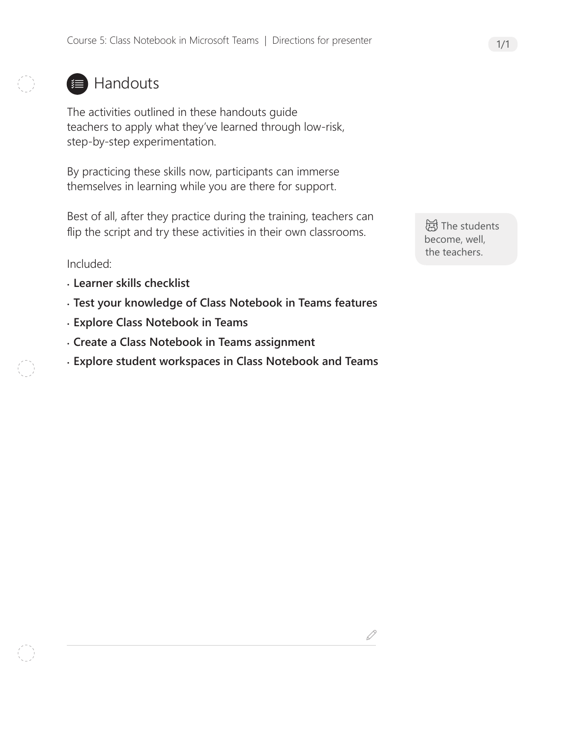# Handouts

The activities outlined in these handouts guide teachers to apply what they've learned through low-risk, step-by-step experimentation.

By practicing these skills now, participants can immerse themselves in learning while you are there for support.

Best of all, after they practice during the training, teachers can flip the script and try these activities in their own classrooms.

The students become, well, the teachers.

Included:

- **Learner skills checklist**
- **Test your knowledge of Class Notebook in Teams features**
- **Explore Class Notebook in Teams**
- **Create a Class Notebook in Teams assignment**
- **Explore student workspaces in Class Notebook and Teams**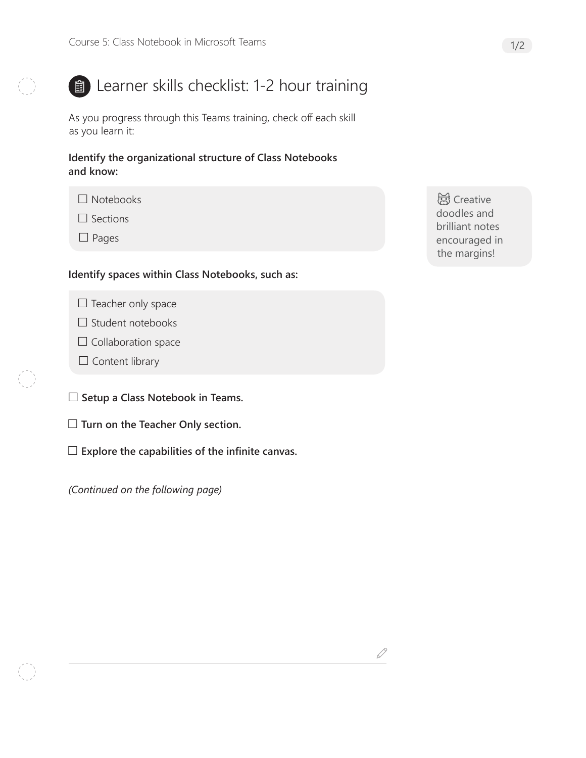# Learner skills checklist: 1-2 hour training

As you progress through this Teams training, check off each skill as you learn it:

**Identify the organizational structure of Class Notebooks and know:**

- ☐ Notebooks
- ☐ Sections
- ☐ Pages

Creative doodles and brilliant notes encouraged in the margins!

**Identify spaces within Class Notebooks, such as:**

- ☐ Teacher only space
- ☐ Student notebooks
- ☐ Collaboration space
- ☐ Content library

☐ **Setup a Class Notebook in Teams.**

☐ **Turn on the Teacher Only section.**

☐ **Explore the capabilities of the infinite canvas.**

*(Continued on the following page)*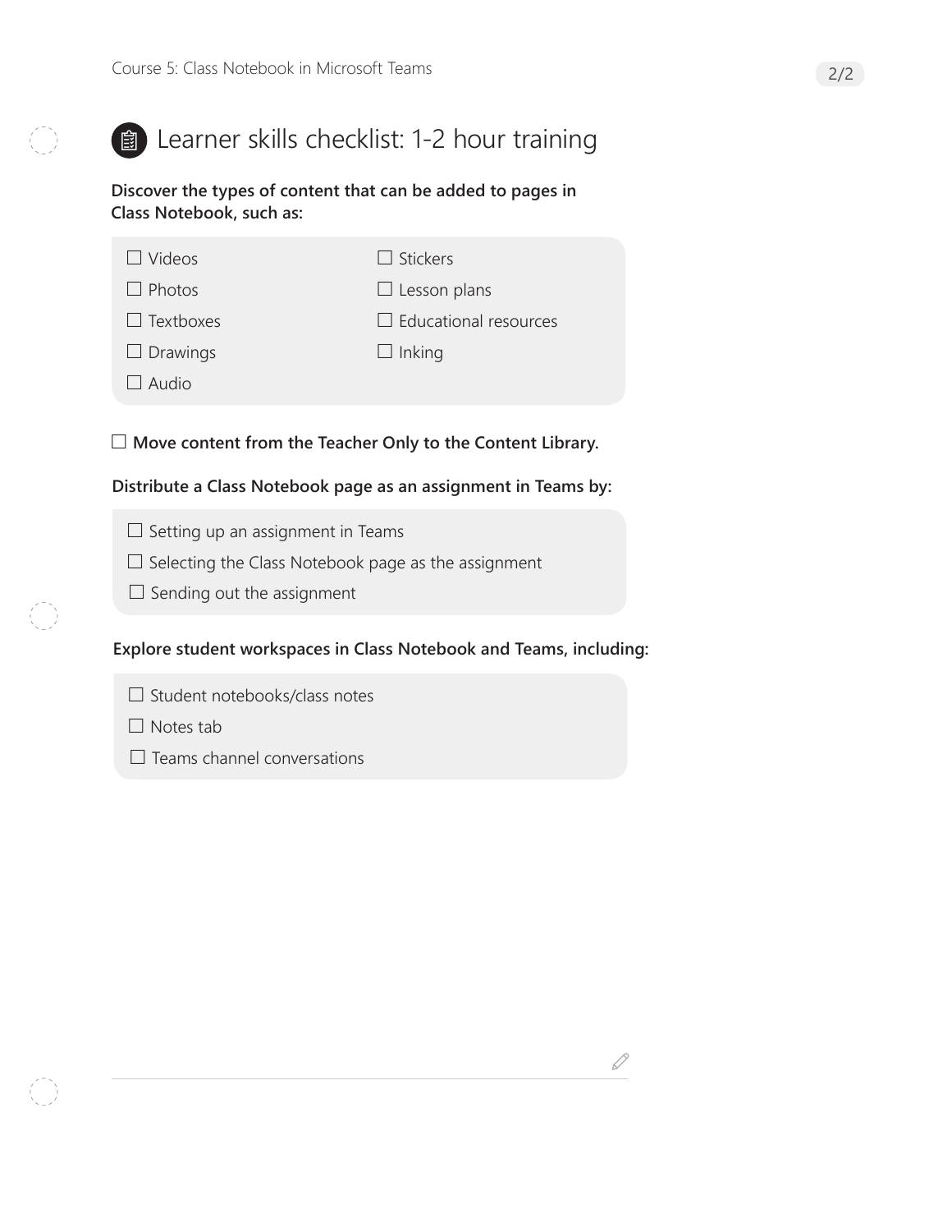## Learner skills checklist: 1-2 hour training

**Discover the types of content that can be added to pages in Class Notebook, such as:**

- ☐ Videos
- ☐ Photos
- ☐ Textboxes
- ☐ Drawings
- ☐ Audio
- ☐ Stickers
- ☐ Lesson plans
- ☐ Educational resources
- ☐ Inking

☐ **Move content from the Teacher Only to the Content Library.**

**Distribute a Class Notebook page as an assignment in Teams by:**

- ☐ Setting up an assignment in Teams
- ☐ Selecting the Class Notebook page as the assignment
- ☐ Sending out the assignment

**Explore student workspaces in Class Notebook and Teams, including:**

- ☐ Student notebooks/class notes
- ☐ Notes tab
- ☐ Teams channel conversations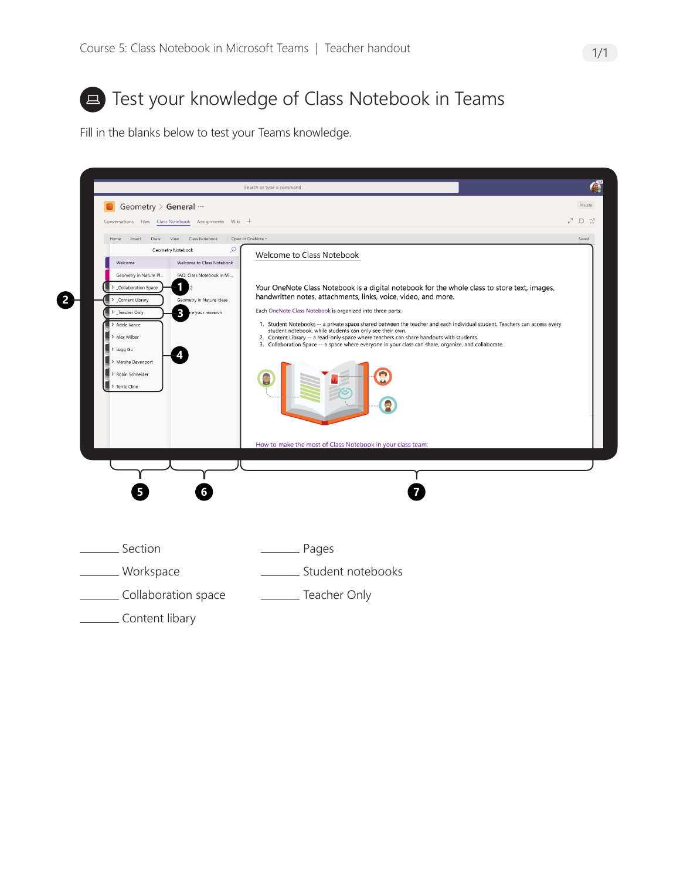# Test your knowledge of Class Notebook in Teams

Fill in the blanks below to test your Teams knowledge.

_______ Section

_______ Workspace

_______ Collaboration space

_______ Content libary

_______ Pages

_______ Student notebooks

_______ Teacher Only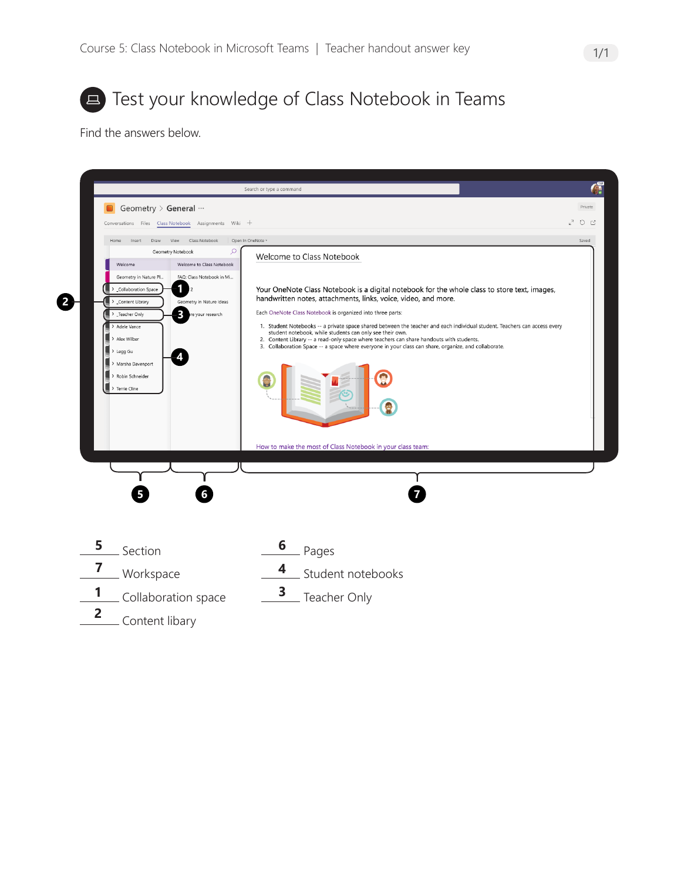# Test your knowledge of Class Notebook in Teams

Find the answers below.

__5__ Section

__7__ Workspace

__1__ Collaboration space

__2__ Content libary

__6__ Pages

__4__ Student notebooks

__3__ Teacher Only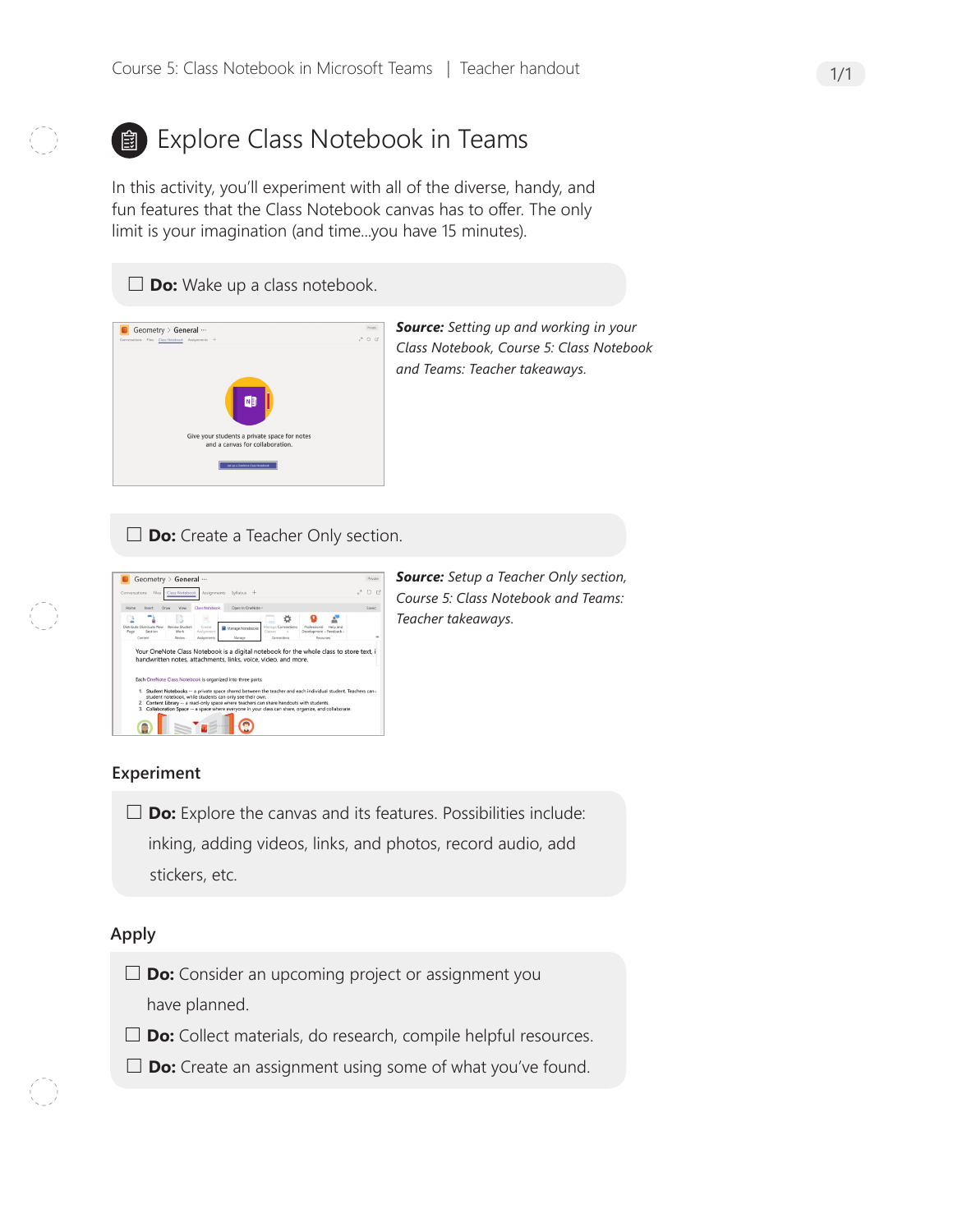# Explore Class Notebook in Teams

In this activity, you'll experiment with all of the diverse, handy, and fun features that the Class Notebook canvas has to offer. The only limit is your imagination (and time...you have 15 minutes).

☐ **Do:** Wake up a class notebook.

***Source:*** *Setting up and working in your Class Notebook, Course 5: Class Notebook and Teams: Teacher takeaways.*

☐ **Do:** Create a Teacher Only section.

***Source:*** *Setup a Teacher Only section, Course 5: Class Notebook and Teams: Teacher takeaways.*

## Experiment

☐ **Do:** Explore the canvas and its features. Possibilities include: inking, adding videos, links, and photos, record audio, add stickers, etc.

## Apply

☐ **Do:** Consider an upcoming project or assignment you have planned.

☐ **Do:** Collect materials, do research, compile helpful resources.

☐ **Do:** Create an assignment using some of what you've found.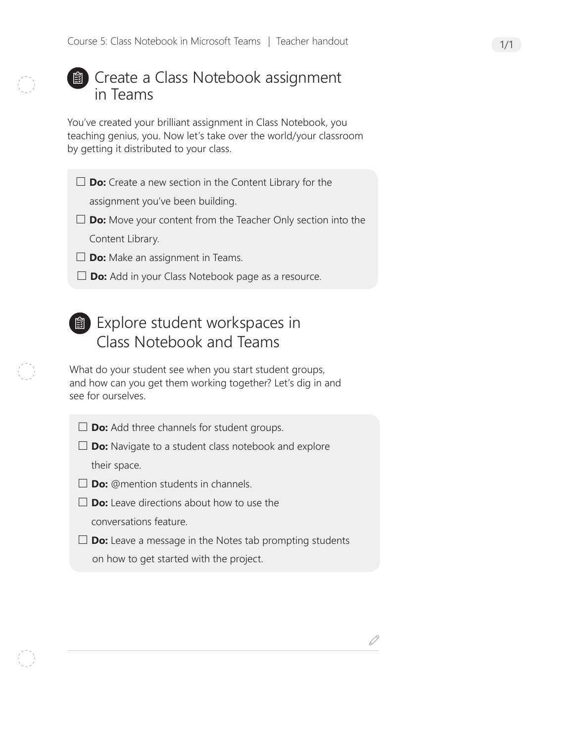## Create a Class Notebook assignment in Teams

You've created your brilliant assignment in Class Notebook, you teaching genius, you. Now let's take over the world/your classroom by getting it distributed to your class.

- ☐ **Do:** Create a new section in the Content Library for the assignment you've been building.
- ☐ **Do:** Move your content from the Teacher Only section into the Content Library.
- ☐ **Do:** Make an assignment in Teams.
- ☐ **Do:** Add in your Class Notebook page as a resource.

## Explore student workspaces in Class Notebook and Teams

What do your student see when you start student groups, and how can you get them working together? Let's dig in and see for ourselves.

- ☐ **Do:** Add three channels for student groups.
- ☐ **Do:** Navigate to a student class notebook and explore their space.
- ☐ **Do:** @mention students in channels.
- ☐ **Do:** Leave directions about how to use the conversations feature.
- ☐ **Do:** Leave a message in the Notes tab prompting students on how to get started with the project.